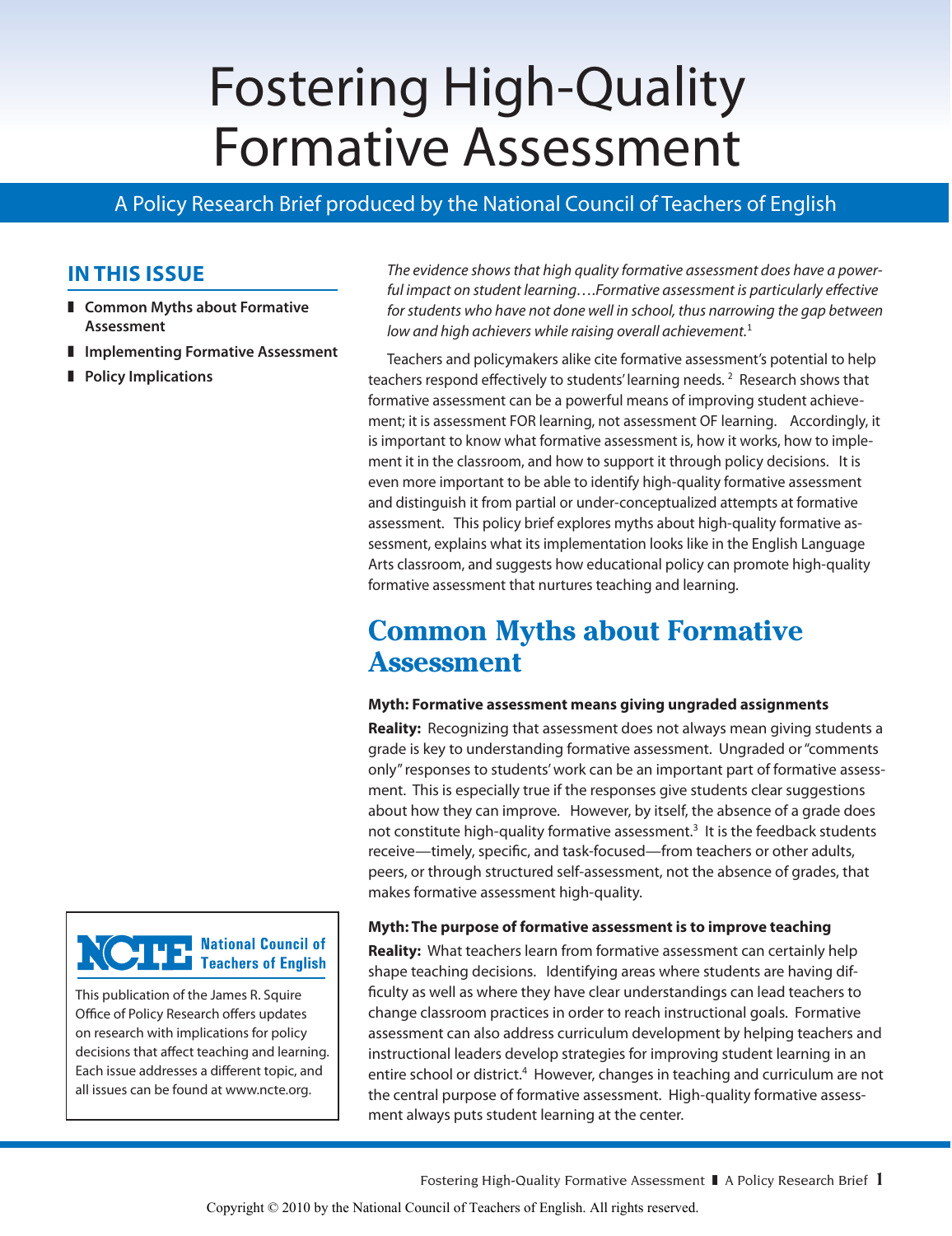# Fostering High-Quality Formative Assessment

A Policy Research Brief produced by the National Council of Teachers of English

## IN THIS ISSUE

- Common Myths about Formative Assessment
- Implementing Formative Assessment
- Policy Implications

*The evidence shows that high quality formative assessment does have a powerful impact on student learning….Formative assessment is particularly effective for students who have not done well in school, thus narrowing the gap between low and high achievers while raising overall achievement.*[1]

Teachers and policymakers alike cite formative assessment's potential to help teachers respond effectively to students' learning needs.[2] Research shows that formative assessment can be a powerful means of improving student achievement; it is assessment FOR learning, not assessment OF learning. Accordingly, it is important to know what formative assessment is, how it works, how to implement it in the classroom, and how to support it through policy decisions. It is even more important to be able to identify high-quality formative assessment and distinguish it from partial or under-conceptualized attempts at formative assessment. This policy brief explores myths about high-quality formative assessment, explains what its implementation looks like in the English Language Arts classroom, and suggests how educational policy can promote high-quality formative assessment that nurtures teaching and learning.

## Common Myths about Formative Assessment

**Myth: Formative assessment means giving ungraded assignments**

**Reality:** Recognizing that assessment does not always mean giving students a grade is key to understanding formative assessment. Ungraded or "comments only" responses to students' work can be an important part of formative assessment. This is especially true if the responses give students clear suggestions about how they can improve. However, by itself, the absence of a grade does not constitute high-quality formative assessment.[3] It is the feedback students receive—timely, specific, and task-focused—from teachers or other adults, peers, or through structured self-assessment, not the absence of grades, that makes formative assessment high-quality.

**Myth: The purpose of formative assessment is to improve teaching**

**Reality:** What teachers learn from formative assessment can certainly help shape teaching decisions. Identifying areas where students are having difficulty as well as where they have clear understandings can lead teachers to change classroom practices in order to reach instructional goals. Formative assessment can also address curriculum development by helping teachers and instructional leaders develop strategies for improving student learning in an entire school or district.[4] However, changes in teaching and curriculum are not the central purpose of formative assessment. High-quality formative assessment always puts student learning at the center.

**NCTE** National Council of Teachers of English

This publication of the James R. Squire Office of Policy Research offers updates on research with implications for policy decisions that affect teaching and learning. Each issue addresses a different topic, and all issues can be found at www.ncte.org.

Copyright © 2010 by the National Council of Teachers of English. All rights reserved.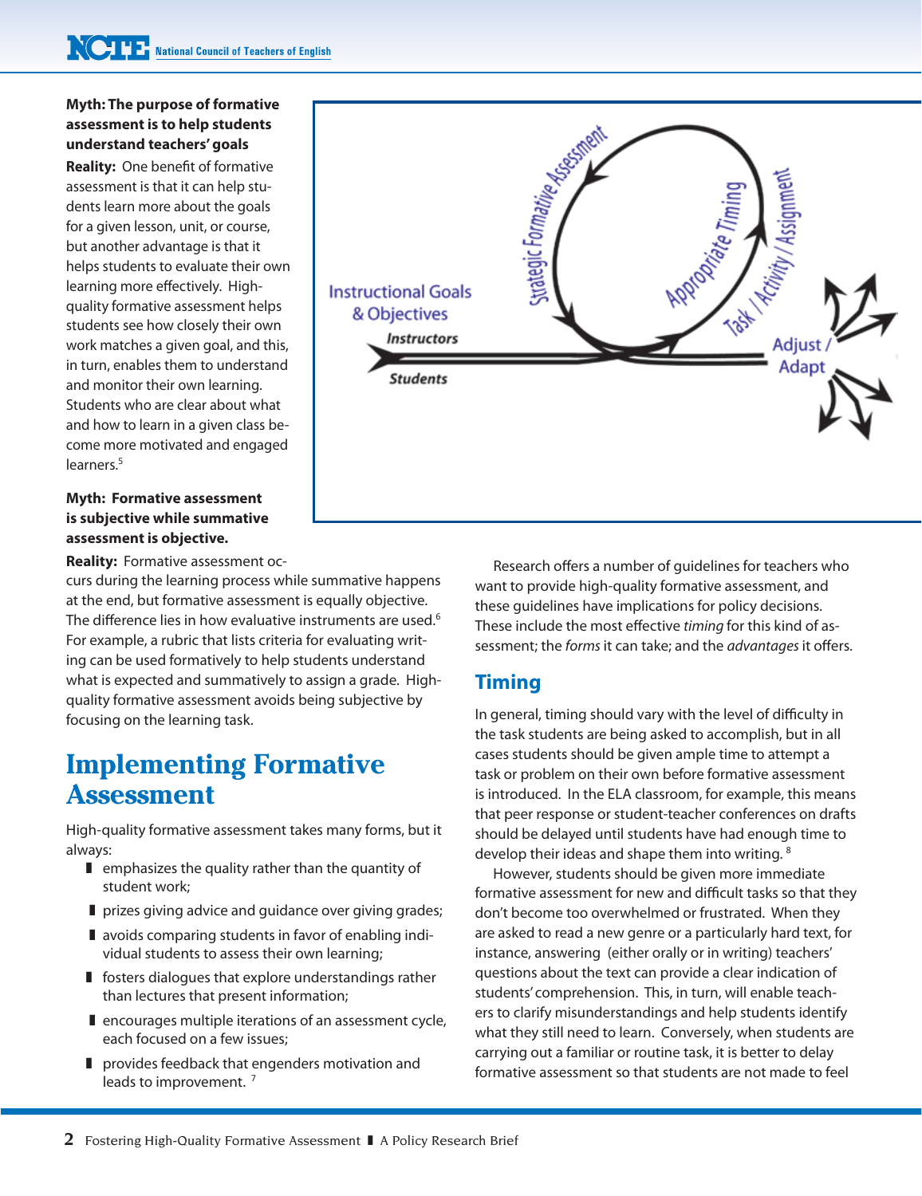**Myth: The purpose of formative assessment is to help students understand teachers' goals**

**Reality:** One benefit of formative assessment is that it can help students learn more about the goals for a given lesson, unit, or course, but another advantage is that it helps students to evaluate their own learning more effectively. High-quality formative assessment helps students see how closely their own work matches a given goal, and this, in turn, enables them to understand and monitor their own learning. Students who are clear about what and how to learn in a given class become more motivated and engaged learners.[5]

**Myth: Formative assessment is subjective while summative assessment is objective.**

**Reality:** Formative assessment occurs during the learning process while summative happens at the end, but formative assessment is equally objective. The difference lies in how evaluative instruments are used.[6] For example, a rubric that lists criteria for evaluating writing can be used formatively to help students understand what is expected and summatively to assign a grade. High-quality formative assessment avoids being subjective by focusing on the learning task.

Instructional Goals & Objectives — Instructors — Students — Strategic Formative Assessment — Appropriate Timing — Task / Activity / Assignment — Adjust / Adapt

# Implementing Formative Assessment

High-quality formative assessment takes many forms, but it always:

- emphasizes the quality rather than the quantity of student work;
- prizes giving advice and guidance over giving grades;
- avoids comparing students in favor of enabling individual students to assess their own learning;
- fosters dialogues that explore understandings rather than lectures that present information;
- encourages multiple iterations of an assessment cycle, each focused on a few issues;
- provides feedback that engenders motivation and leads to improvement. [7]

Research offers a number of guidelines for teachers who want to provide high-quality formative assessment, and these guidelines have implications for policy decisions. These include the most effective *timing* for this kind of assessment; the *forms* it can take; and the *advantages* it offers.

## Timing

In general, timing should vary with the level of difficulty in the task students are being asked to accomplish, but in all cases students should be given ample time to attempt a task or problem on their own before formative assessment is introduced. In the ELA classroom, for example, this means that peer response or student-teacher conferences on drafts should be delayed until students have had enough time to develop their ideas and shape them into writing. [8]

However, students should be given more immediate formative assessment for new and difficult tasks so that they don't become too overwhelmed or frustrated. When they are asked to read a new genre or a particularly hard text, for instance, answering (either orally or in writing) teachers' questions about the text can provide a clear indication of students' comprehension. This, in turn, will enable teachers to clarify misunderstandings and help students identify what they still need to learn. Conversely, when students are carrying out a familiar or routine task, it is better to delay formative assessment so that students are not made to feel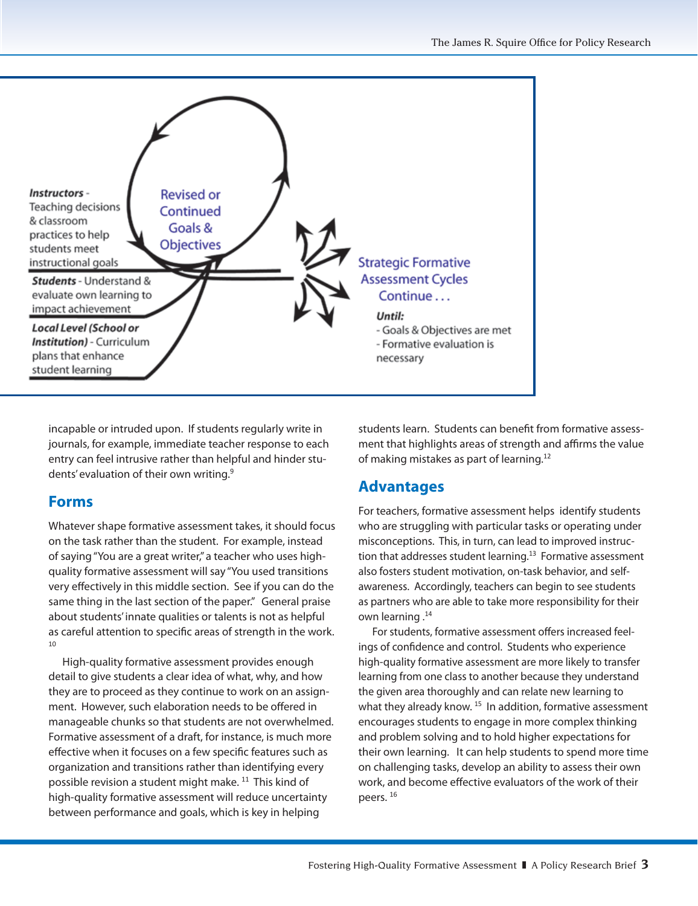**Instructors** - Teaching decisions & classroom practices to help students meet instructional goals

**Students** - Understand & evaluate own learning to impact achievement

**Local Level (School or Institution)** - Curriculum plans that enhance student learning

Revised or Continued Goals & Objectives

Strategic Formative Assessment Cycles Continue . . .

**Until:**
- Goals & Objectives are met
- Formative evaluation is necessary

incapable or intruded upon. If students regularly write in journals, for example, immediate teacher response to each entry can feel intrusive rather than helpful and hinder students' evaluation of their own writing.[9]

## Forms

Whatever shape formative assessment takes, it should focus on the task rather than the student. For example, instead of saying "You are a great writer," a teacher who uses high-quality formative assessment will say "You used transitions very effectively in this middle section. See if you can do the same thing in the last section of the paper." General praise about students' innate qualities or talents is not as helpful as careful attention to specific areas of strength in the work.[10]

High-quality formative assessment provides enough detail to give students a clear idea of what, why, and how they are to proceed as they continue to work on an assignment. However, such elaboration needs to be offered in manageable chunks so that students are not overwhelmed. Formative assessment of a draft, for instance, is much more effective when it focuses on a few specific features such as organization and transitions rather than identifying every possible revision a student might make.[11] This kind of high-quality formative assessment will reduce uncertainty between performance and goals, which is key in helping students learn. Students can benefit from formative assessment that highlights areas of strength and affirms the value of making mistakes as part of learning.[12]

## Advantages

For teachers, formative assessment helps identify students who are struggling with particular tasks or operating under misconceptions. This, in turn, can lead to improved instruction that addresses student learning.[13] Formative assessment also fosters student motivation, on-task behavior, and self-awareness. Accordingly, teachers can begin to see students as partners who are able to take more responsibility for their own learning.[14]

For students, formative assessment offers increased feelings of confidence and control. Students who experience high-quality formative assessment are more likely to transfer learning from one class to another because they understand the given area thoroughly and can relate new learning to what they already know.[15] In addition, formative assessment encourages students to engage in more complex thinking and problem solving and to hold higher expectations for their own learning. It can help students to spend more time on challenging tasks, develop an ability to assess their own work, and become effective evaluators of the work of their peers.[16]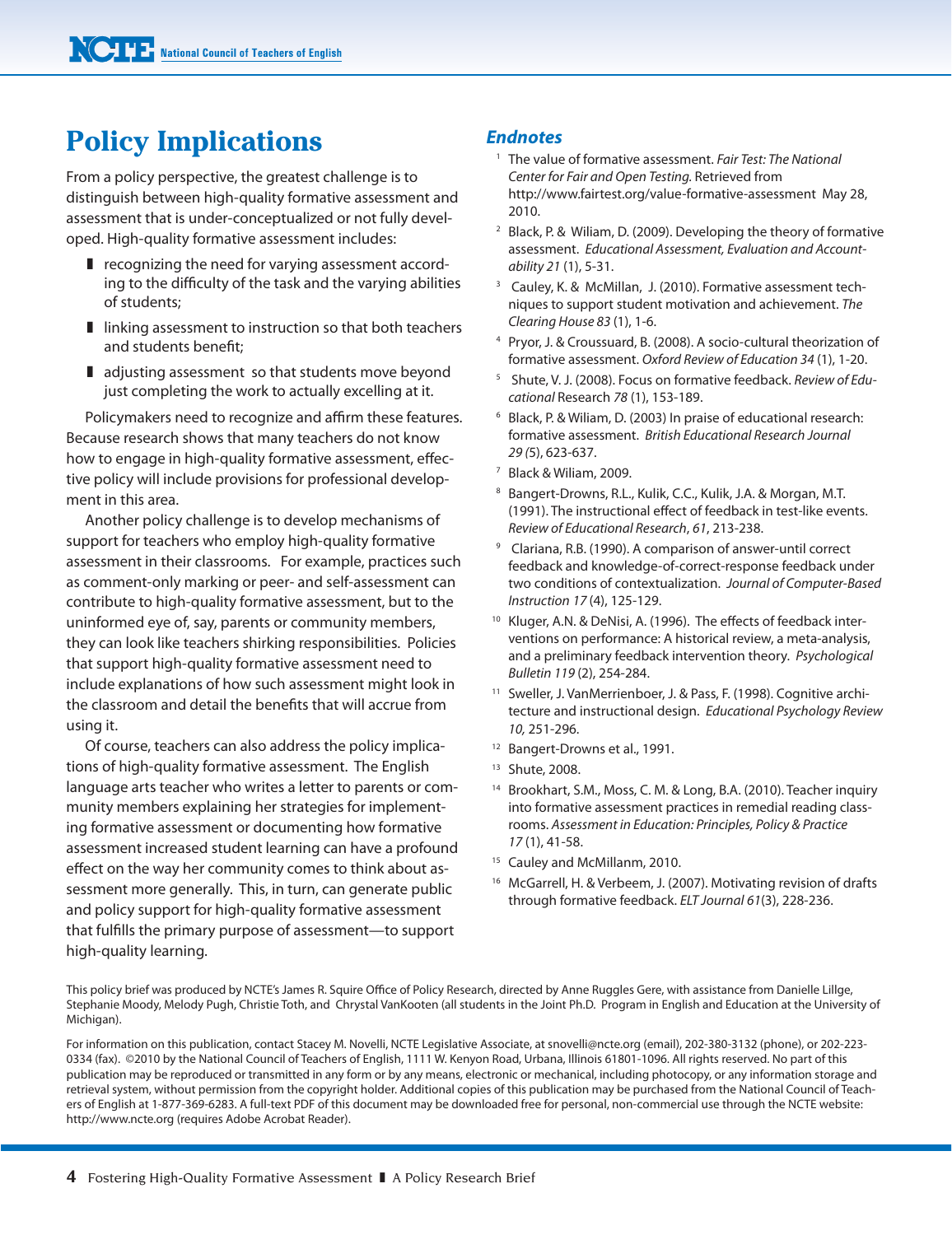## Policy Implications

From a policy perspective, the greatest challenge is to distinguish between high-quality formative assessment and assessment that is under-conceptualized or not fully developed. High-quality formative assessment includes:

- recognizing the need for varying assessment according to the difficulty of the task and the varying abilities of students;
- linking assessment to instruction so that both teachers and students benefit;
- adjusting assessment so that students move beyond just completing the work to actually excelling at it.

Policymakers need to recognize and affirm these features. Because research shows that many teachers do not know how to engage in high-quality formative assessment, effective policy will include provisions for professional development in this area.

Another policy challenge is to develop mechanisms of support for teachers who employ high-quality formative assessment in their classrooms. For example, practices such as comment-only marking or peer- and self-assessment can contribute to high-quality formative assessment, but to the uninformed eye of, say, parents or community members, they can look like teachers shirking responsibilities. Policies that support high-quality formative assessment need to include explanations of how such assessment might look in the classroom and detail the benefits that will accrue from using it.

Of course, teachers can also address the policy implications of high-quality formative assessment. The English language arts teacher who writes a letter to parents or community members explaining her strategies for implementing formative assessment or documenting how formative assessment increased student learning can have a profound effect on the way her community comes to think about assessment more generally. This, in turn, can generate public and policy support for high-quality formative assessment that fulfills the primary purpose of assessment—to support high-quality learning.

### *Endnotes*

1. The value of formative assessment. *Fair Test: The National Center for Fair and Open Testing.* Retrieved from http://www.fairtest.org/value-formative-assessment May 28, 2010.
2. Black, P. & Wiliam, D. (2009). Developing the theory of formative assessment. *Educational Assessment, Evaluation and Accountability 21* (1), 5-31.
3. Cauley, K. & McMillan, J. (2010). Formative assessment techniques to support student motivation and achievement. *The Clearing House 83* (1), 1-6.
4. Pryor, J. & Croussuard, B. (2008). A socio-cultural theorization of formative assessment. *Oxford Review of Education 34* (1), 1-20.
5. Shute, V. J. (2008). Focus on formative feedback. *Review of Educational* Research *78* (1), 153-189.
6. Black, P. & Wiliam, D. (2003) In praise of educational research: formative assessment. *British Educational Research Journal 29* (5), 623-637.
7. Black & Wiliam, 2009.
8. Bangert-Drowns, R.L., Kulik, C.C., Kulik, J.A. & Morgan, M.T. (1991). The instructional effect of feedback in test-like events. *Review of Educational Research*, *61*, 213-238.
9. Clariana, R.B. (1990). A comparison of answer-until correct feedback and knowledge-of-correct-response feedback under two conditions of contextualization. *Journal of Computer-Based Instruction 17* (4), 125-129.
10. Kluger, A.N. & DeNisi, A. (1996). The effects of feedback interventions on performance: A historical review, a meta-analysis, and a preliminary feedback intervention theory. *Psychological Bulletin 119* (2), 254-284.
11. Sweller, J. VanMerrienboer, J. & Pass, F. (1998). Cognitive architecture and instructional design. *Educational Psychology Review 10,* 251-296.
12. Bangert-Drowns et al., 1991.
13. Shute, 2008.
14. Brookhart, S.M., Moss, C. M. & Long, B.A. (2010). Teacher inquiry into formative assessment practices in remedial reading classrooms. *Assessment in Education: Principles, Policy & Practice 17* (1), 41-58.
15. Cauley and McMillanm, 2010.
16. McGarrell, H. & Verbeem, J. (2007). Motivating revision of drafts through formative feedback. *ELT Journal 61*(3), 228-236.

This policy brief was produced by NCTE's James R. Squire Office of Policy Research, directed by Anne Ruggles Gere, with assistance from Danielle Lillge, Stephanie Moody, Melody Pugh, Christie Toth, and Chrystal VanKooten (all students in the Joint Ph.D. Program in English and Education at the University of Michigan).

For information on this publication, contact Stacey M. Novelli, NCTE Legislative Associate, at snovelli@ncte.org (email), 202-380-3132 (phone), or 202-223-0334 (fax). ©2010 by the National Council of Teachers of English, 1111 W. Kenyon Road, Urbana, Illinois 61801-1096. All rights reserved. No part of this publication may be reproduced or transmitted in any form or by any means, electronic or mechanical, including photocopy, or any information storage and retrieval system, without permission from the copyright holder. Additional copies of this publication may be purchased from the National Council of Teachers of English at 1-877-369-6283. A full-text PDF of this document may be downloaded free for personal, non-commercial use through the NCTE website: http://www.ncte.org (requires Adobe Acrobat Reader).